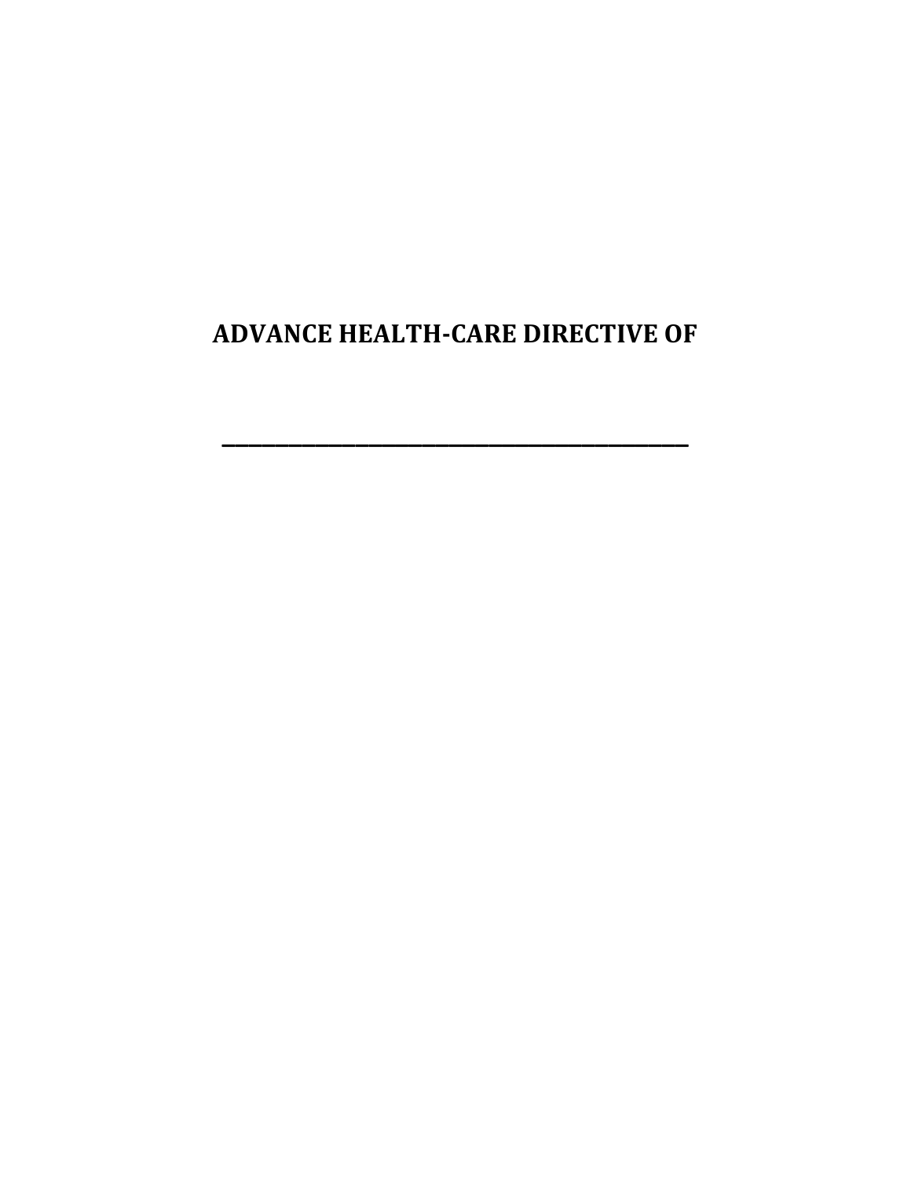# ADVANCE HEALTH-CARE DIRECTIVE OF

_______________________________________________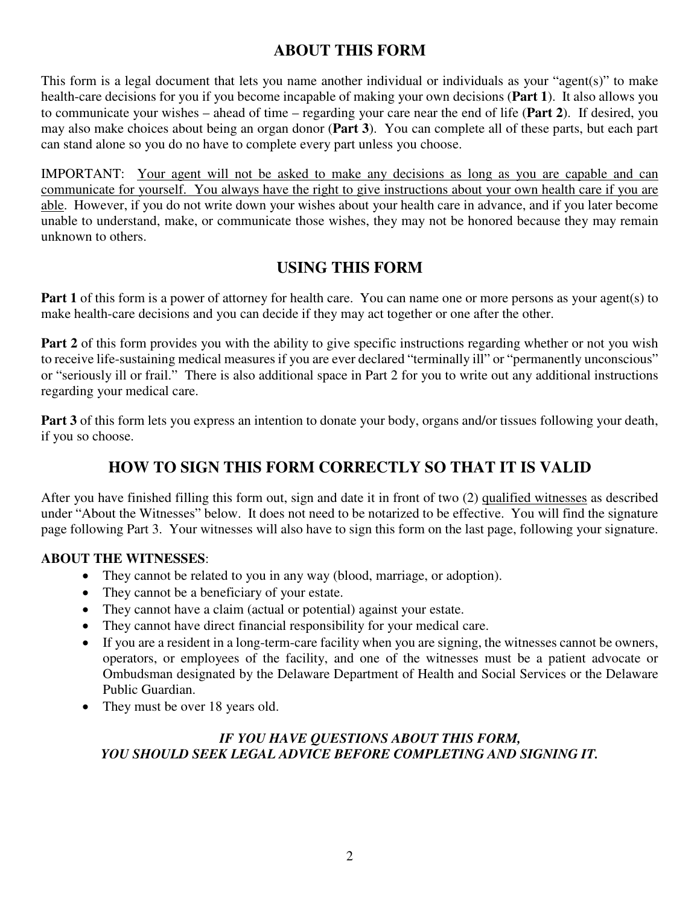## ABOUT THIS FORM

This form is a legal document that lets you name another individual or individuals as your "agent(s)" to make health-care decisions for you if you become incapable of making your own decisions (**Part 1**). It also allows you to communicate your wishes – ahead of time – regarding your care near the end of life (**Part 2**). If desired, you may also make choices about being an organ donor (**Part 3**). You can complete all of these parts, but each part can stand alone so you do no have to complete every part unless you choose.

IMPORTANT: <u>Your agent will not be asked to make any decisions as long as you are capable and can communicate for yourself. You always have the right to give instructions about your own health care if you are able</u>. However, if you do not write down your wishes about your health care in advance, and if you later become unable to understand, make, or communicate those wishes, they may not be honored because they may remain unknown to others.

## USING THIS FORM

**Part 1** of this form is a power of attorney for health care. You can name one or more persons as your agent(s) to make health-care decisions and you can decide if they may act together or one after the other.

**Part 2** of this form provides you with the ability to give specific instructions regarding whether or not you wish to receive life-sustaining medical measures if you are ever declared "terminally ill" or "permanently unconscious" or "seriously ill or frail." There is also additional space in Part 2 for you to write out any additional instructions regarding your medical care.

**Part 3** of this form lets you express an intention to donate your body, organs and/or tissues following your death, if you so choose.

## HOW TO SIGN THIS FORM CORRECTLY SO THAT IT IS VALID

After you have finished filling this form out, sign and date it in front of two (2) <u>qualified witnesses</u> as described under "About the Witnesses" below. It does not need to be notarized to be effective. You will find the signature page following Part 3. Your witnesses will also have to sign this form on the last page, following your signature.

**ABOUT THE WITNESSES**:

- They cannot be related to you in any way (blood, marriage, or adoption).
- They cannot be a beneficiary of your estate.
- They cannot have a claim (actual or potential) against your estate.
- They cannot have direct financial responsibility for your medical care.
- If you are a resident in a long-term-care facility when you are signing, the witnesses cannot be owners, operators, or employees of the facility, and one of the witnesses must be a patient advocate or Ombudsman designated by the Delaware Department of Health and Social Services or the Delaware Public Guardian.
- They must be over 18 years old.

***IF YOU HAVE QUESTIONS ABOUT THIS FORM, YOU SHOULD SEEK LEGAL ADVICE BEFORE COMPLETING AND SIGNING IT.***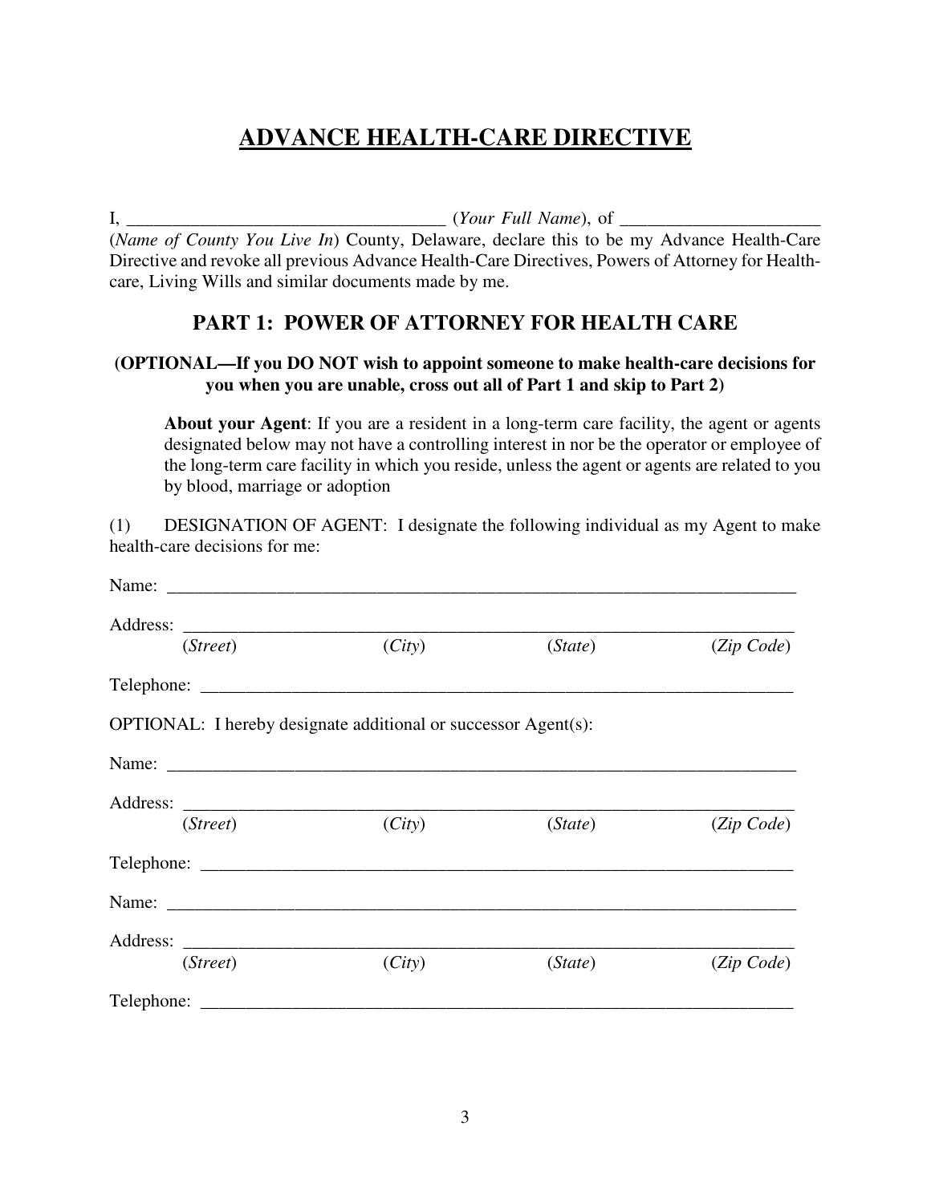# ADVANCE HEALTH-CARE DIRECTIVE

I, ___________________________________ (*Your Full Name*), of ______________________ (*Name of County You Live In*) County, Delaware, declare this to be my Advance Health-Care Directive and revoke all previous Advance Health-Care Directives, Powers of Attorney for Health-care, Living Wills and similar documents made by me.

## PART 1: POWER OF ATTORNEY FOR HEALTH CARE

**(OPTIONAL—If you DO NOT wish to appoint someone to make health-care decisions for you when you are unable, cross out all of Part 1 and skip to Part 2)**

> **About your Agent**: If you are a resident in a long-term care facility, the agent or agents designated below may not have a controlling interest in nor be the operator or employee of the long-term care facility in which you reside, unless the agent or agents are related to you by blood, marriage or adoption

(1) DESIGNATION OF AGENT: I designate the following individual as my Agent to make health-care decisions for me:

Name: ________________________________________________________________________

Address: ______________________________________________________________________
(*Street*) (*City*) (*State*) (*Zip Code*)

Telephone: ____________________________________________________________________

OPTIONAL: I hereby designate additional or successor Agent(s):

Name: ________________________________________________________________________

Address: ______________________________________________________________________
(*Street*) (*City*) (*State*) (*Zip Code*)

Telephone: ____________________________________________________________________

Name: ________________________________________________________________________

Address: ______________________________________________________________________
(*Street*) (*City*) (*State*) (*Zip Code*)

Telephone: ____________________________________________________________________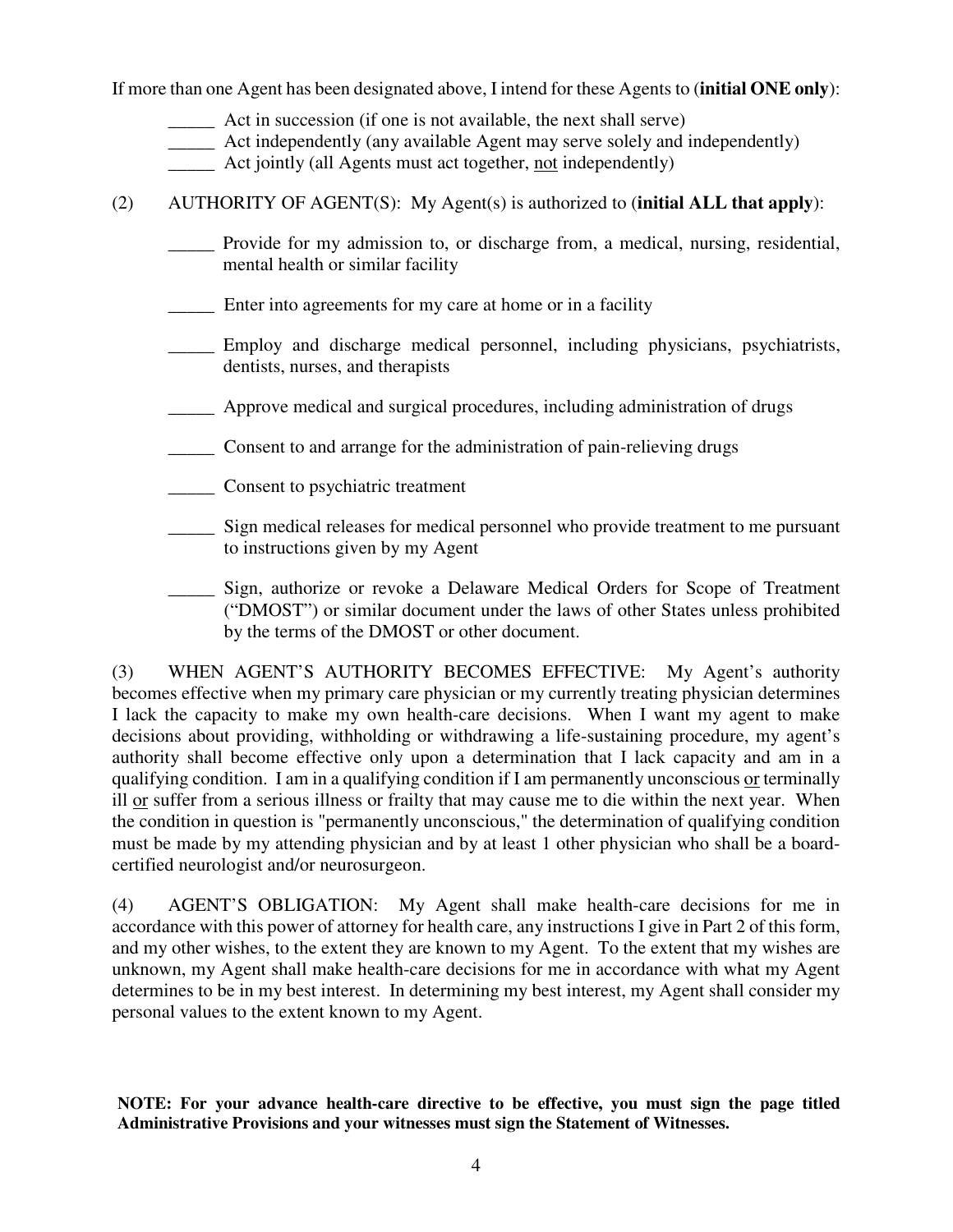If more than one Agent has been designated above, I intend for these Agents to (**initial ONE only**):

_____ Act in succession (if one is not available, the next shall serve)
_____ Act independently (any available Agent may serve solely and independently)
_____ Act jointly (all Agents must act together, <u>not</u> independently)

(2) AUTHORITY OF AGENT(S): My Agent(s) is authorized to (**initial ALL that apply**):

_____ Provide for my admission to, or discharge from, a medical, nursing, residential, mental health or similar facility

_____ Enter into agreements for my care at home or in a facility

_____ Employ and discharge medical personnel, including physicians, psychiatrists, dentists, nurses, and therapists

_____ Approve medical and surgical procedures, including administration of drugs

_____ Consent to and arrange for the administration of pain-relieving drugs

_____ Consent to psychiatric treatment

_____ Sign medical releases for medical personnel who provide treatment to me pursuant to instructions given by my Agent

_____ Sign, authorize or revoke a Delaware Medical Orders for Scope of Treatment ("DMOST") or similar document under the laws of other States unless prohibited by the terms of the DMOST or other document.

(3) WHEN AGENT'S AUTHORITY BECOMES EFFECTIVE: My Agent's authority becomes effective when my primary care physician or my currently treating physician determines I lack the capacity to make my own health-care decisions. When I want my agent to make decisions about providing, withholding or withdrawing a life-sustaining procedure, my agent's authority shall become effective only upon a determination that I lack capacity and am in a qualifying condition. I am in a qualifying condition if I am permanently unconscious <u>or</u> terminally ill <u>or</u> suffer from a serious illness or frailty that may cause me to die within the next year. When the condition in question is "permanently unconscious," the determination of qualifying condition must be made by my attending physician and by at least 1 other physician who shall be a board-certified neurologist and/or neurosurgeon.

(4) AGENT'S OBLIGATION: My Agent shall make health-care decisions for me in accordance with this power of attorney for health care, any instructions I give in Part 2 of this form, and my other wishes, to the extent they are known to my Agent. To the extent that my wishes are unknown, my Agent shall make health-care decisions for me in accordance with what my Agent determines to be in my best interest. In determining my best interest, my Agent shall consider my personal values to the extent known to my Agent.

**NOTE: For your advance health-care directive to be effective, you must sign the page titled Administrative Provisions and your witnesses must sign the Statement of Witnesses.**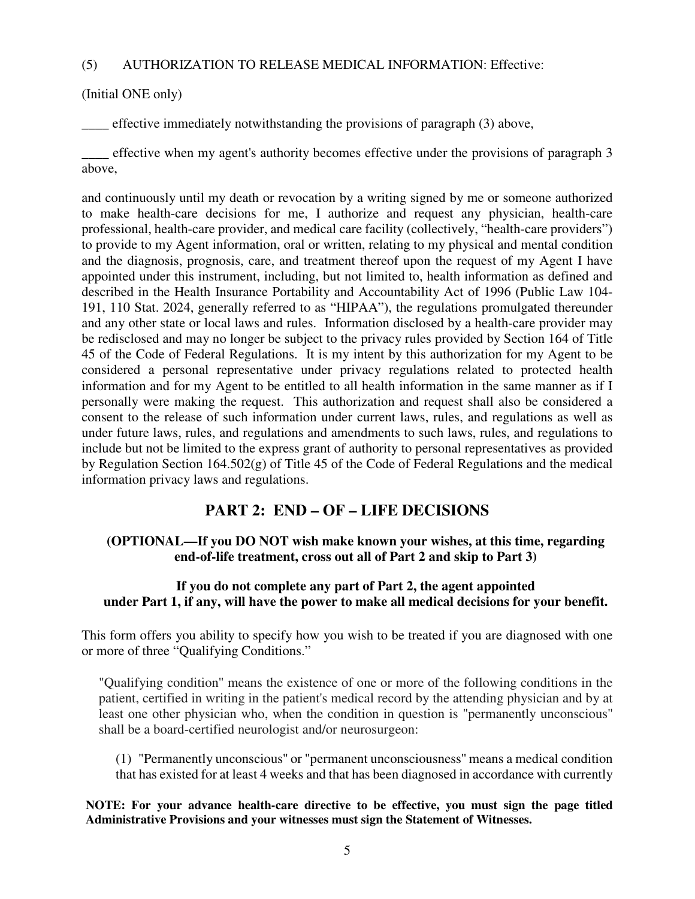(5) AUTHORIZATION TO RELEASE MEDICAL INFORMATION: Effective:

(Initial ONE only)

____ effective immediately notwithstanding the provisions of paragraph (3) above,

____ effective when my agent's authority becomes effective under the provisions of paragraph 3 above,

and continuously until my death or revocation by a writing signed by me or someone authorized to make health-care decisions for me, I authorize and request any physician, health-care professional, health-care provider, and medical care facility (collectively, "health-care providers") to provide to my Agent information, oral or written, relating to my physical and mental condition and the diagnosis, prognosis, care, and treatment thereof upon the request of my Agent I have appointed under this instrument, including, but not limited to, health information as defined and described in the Health Insurance Portability and Accountability Act of 1996 (Public Law 104-191, 110 Stat. 2024, generally referred to as "HIPAA"), the regulations promulgated thereunder and any other state or local laws and rules. Information disclosed by a health-care provider may be redisclosed and may no longer be subject to the privacy rules provided by Section 164 of Title 45 of the Code of Federal Regulations. It is my intent by this authorization for my Agent to be considered a personal representative under privacy regulations related to protected health information and for my Agent to be entitled to all health information in the same manner as if I personally were making the request. This authorization and request shall also be considered a consent to the release of such information under current laws, rules, and regulations as well as under future laws, rules, and regulations and amendments to such laws, rules, and regulations to include but not be limited to the express grant of authority to personal representatives as provided by Regulation Section 164.502(g) of Title 45 of the Code of Federal Regulations and the medical information privacy laws and regulations.

## PART 2: END – OF – LIFE DECISIONS

**(OPTIONAL—If you DO NOT wish make known your wishes, at this time, regarding end-of-life treatment, cross out all of Part 2 and skip to Part 3)**

**If you do not complete any part of Part 2, the agent appointed under Part 1, if any, will have the power to make all medical decisions for your benefit.**

This form offers you ability to specify how you wish to be treated if you are diagnosed with one or more of three "Qualifying Conditions."

"Qualifying condition" means the existence of one or more of the following conditions in the patient, certified in writing in the patient's medical record by the attending physician and by at least one other physician who, when the condition in question is "permanently unconscious" shall be a board-certified neurologist and/or neurosurgeon:

(1) "Permanently unconscious" or "permanent unconsciousness" means a medical condition that has existed for at least 4 weeks and that has been diagnosed in accordance with currently

**NOTE: For your advance health-care directive to be effective, you must sign the page titled Administrative Provisions and your witnesses must sign the Statement of Witnesses.**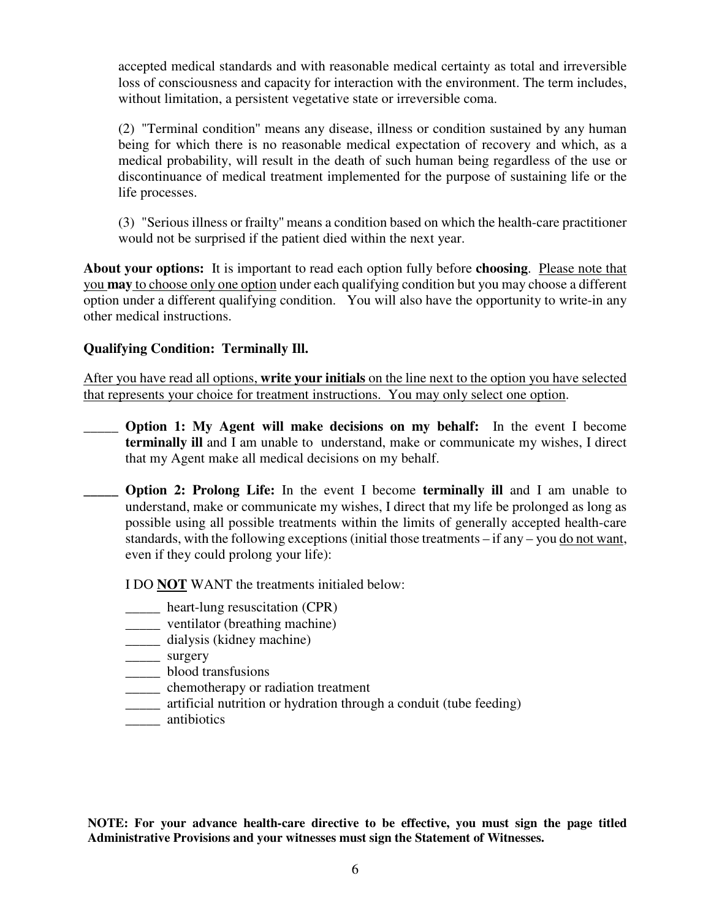accepted medical standards and with reasonable medical certainty as total and irreversible loss of consciousness and capacity for interaction with the environment. The term includes, without limitation, a persistent vegetative state or irreversible coma.

(2) "Terminal condition" means any disease, illness or condition sustained by any human being for which there is no reasonable medical expectation of recovery and which, as a medical probability, will result in the death of such human being regardless of the use or discontinuance of medical treatment implemented for the purpose of sustaining life or the life processes.

(3) "Serious illness or frailty" means a condition based on which the health-care practitioner would not be surprised if the patient died within the next year.

**About your options:** It is important to read each option fully before **choosing**. <u>Please note that you **may** to choose only one option</u> under each qualifying condition but you may choose a different option under a different qualifying condition. You will also have the opportunity to write-in any other medical instructions.

**Qualifying Condition: Terminally Ill.**

<u>After you have read all options, **write your initials** on the line next to the option you have selected that represents your choice for treatment instructions. You may only select one option</u>.

_____ **Option 1: My Agent will make decisions on my behalf:** In the event I become **terminally ill** and I am unable to understand, make or communicate my wishes, I direct that my Agent make all medical decisions on my behalf.

_____ **Option 2: Prolong Life:** In the event I become **terminally ill** and I am unable to understand, make or communicate my wishes, I direct that my life be prolonged as long as possible using all possible treatments within the limits of generally accepted health-care standards, with the following exceptions (initial those treatments – if any – you <u>do not want</u>, even if they could prolong your life):

I DO <u>**NOT**</u> WANT the treatments initialed below:

_____ heart-lung resuscitation (CPR)
_____ ventilator (breathing machine)
_____ dialysis (kidney machine)
_____ surgery
_____ blood transfusions
_____ chemotherapy or radiation treatment
_____ artificial nutrition or hydration through a conduit (tube feeding)
_____ antibiotics

**NOTE: For your advance health-care directive to be effective, you must sign the page titled Administrative Provisions and your witnesses must sign the Statement of Witnesses.**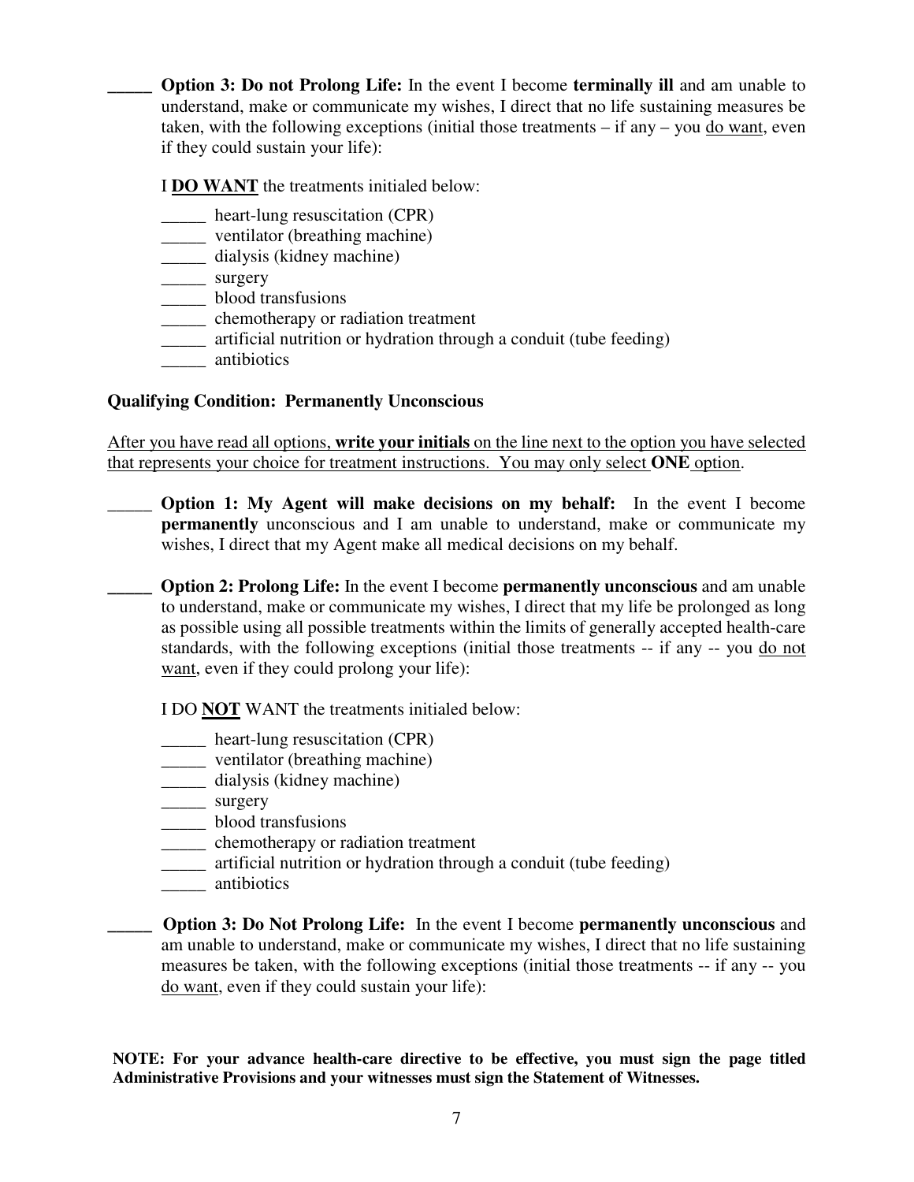_____ **Option 3: Do not Prolong Life:** In the event I become **terminally ill** and am unable to understand, make or communicate my wishes, I direct that no life sustaining measures be taken, with the following exceptions (initial those treatments – if any – you do want, even if they could sustain your life):

I **DO WANT** the treatments initialed below:

_____ heart-lung resuscitation (CPR)
_____ ventilator (breathing machine)
_____ dialysis (kidney machine)
_____ surgery
_____ blood transfusions
_____ chemotherapy or radiation treatment
_____ artificial nutrition or hydration through a conduit (tube feeding)
_____ antibiotics

**Qualifying Condition: Permanently Unconscious**

After you have read all options, **write your initials** on the line next to the option you have selected that represents your choice for treatment instructions. You may only select **ONE** option.

_____ **Option 1: My Agent will make decisions on my behalf:** In the event I become **permanently** unconscious and I am unable to understand, make or communicate my wishes, I direct that my Agent make all medical decisions on my behalf.

_____ **Option 2: Prolong Life:** In the event I become **permanently unconscious** and am unable to understand, make or communicate my wishes, I direct that my life be prolonged as long as possible using all possible treatments within the limits of generally accepted health-care standards, with the following exceptions (initial those treatments -- if any -- you do not want, even if they could prolong your life):

I DO **NOT** WANT the treatments initialed below:

_____ heart-lung resuscitation (CPR)
_____ ventilator (breathing machine)
_____ dialysis (kidney machine)
_____ surgery
_____ blood transfusions
_____ chemotherapy or radiation treatment
_____ artificial nutrition or hydration through a conduit (tube feeding)
_____ antibiotics

_____ **Option 3: Do Not Prolong Life:** In the event I become **permanently unconscious** and am unable to understand, make or communicate my wishes, I direct that no life sustaining measures be taken, with the following exceptions (initial those treatments -- if any -- you do want, even if they could sustain your life):

**NOTE: For your advance health-care directive to be effective, you must sign the page titled Administrative Provisions and your witnesses must sign the Statement of Witnesses.**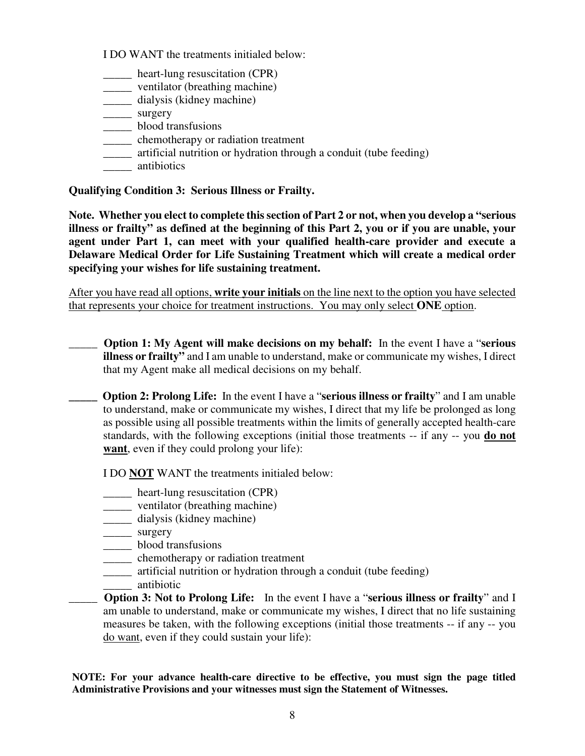I DO WANT the treatments initialed below:

_____ heart-lung resuscitation (CPR)
_____ ventilator (breathing machine)
_____ dialysis (kidney machine)
_____ surgery
_____ blood transfusions
_____ chemotherapy or radiation treatment
_____ artificial nutrition or hydration through a conduit (tube feeding)
_____ antibiotics

**Qualifying Condition 3: Serious Illness or Frailty.**

**Note. Whether you elect to complete this section of Part 2 or not, when you develop a "serious illness or frailty" as defined at the beginning of this Part 2, you or if you are unable, your agent under Part 1, can meet with your qualified health-care provider and execute a Delaware Medical Order for Life Sustaining Treatment which will create a medical order specifying your wishes for life sustaining treatment.**

<u>After you have read all options, **write your initials** on the line next to the option you have selected that represents your choice for treatment instructions. You may only select **ONE** option.</u>

_____ **Option 1: My Agent will make decisions on my behalf:** In the event I have a "**serious illness or frailty"** and I am unable to understand, make or communicate my wishes, I direct that my Agent make all medical decisions on my behalf.

_____ **Option 2: Prolong Life:** In the event I have a "**serious illness or frailty**" and I am unable to understand, make or communicate my wishes, I direct that my life be prolonged as long as possible using all possible treatments within the limits of generally accepted health-care standards, with the following exceptions (initial those treatments -- if any -- you **<u>do not want</u>**, even if they could prolong your life):

I DO **<u>NOT</u>** WANT the treatments initialed below:

_____ heart-lung resuscitation (CPR)
_____ ventilator (breathing machine)
_____ dialysis (kidney machine)
_____ surgery
_____ blood transfusions
_____ chemotherapy or radiation treatment
_____ artificial nutrition or hydration through a conduit (tube feeding)
_____ antibiotic

_____ **Option 3: Not to Prolong Life:** In the event I have a "**serious illness or frailty**" and I am unable to understand, make or communicate my wishes, I direct that no life sustaining measures be taken, with the following exceptions (initial those treatments -- if any -- you <u>do want</u>, even if they could sustain your life):

**NOTE: For your advance health-care directive to be effective, you must sign the page titled Administrative Provisions and your witnesses must sign the Statement of Witnesses.**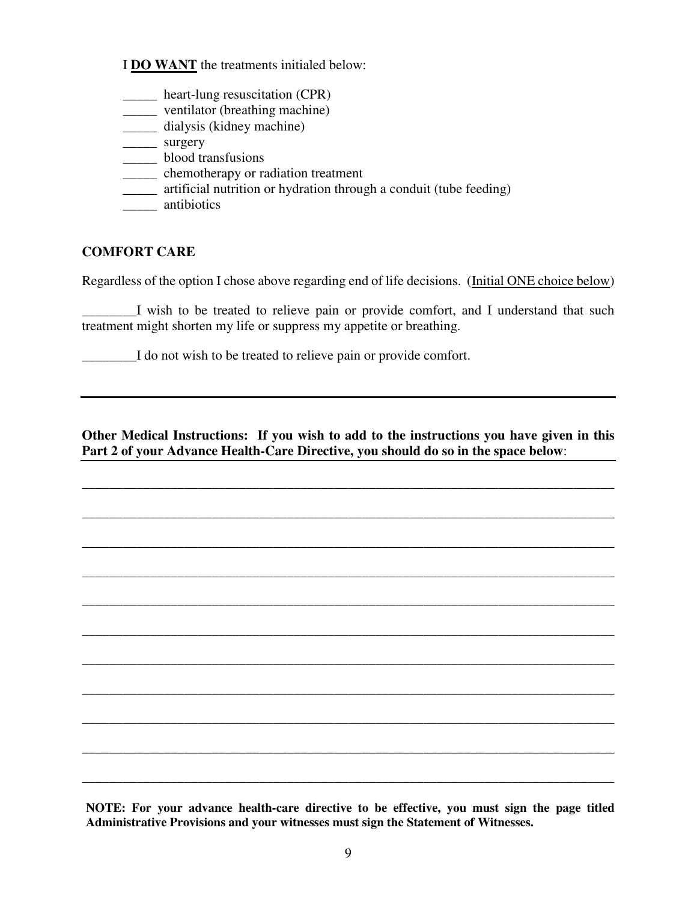I **<u>DO WANT</u>** the treatments initialed below:

_____ heart-lung resuscitation (CPR)
_____ ventilator (breathing machine)
_____ dialysis (kidney machine)
_____ surgery
_____ blood transfusions
_____ chemotherapy or radiation treatment
_____ artificial nutrition or hydration through a conduit (tube feeding)
_____ antibiotics

**COMFORT CARE**

Regardless of the option I chose above regarding end of life decisions. (<u>Initial ONE choice below</u>)

________I wish to be treated to relieve pain or provide comfort, and I understand that such treatment might shorten my life or suppress my appetite or breathing.

________I do not wish to be treated to relieve pain or provide comfort.

---

**Other Medical Instructions: If you wish to add to the instructions you have given in this Part 2 of your Advance Health-Care Directive, you should do so in the space below**:

_______________________________________________________________________________

_______________________________________________________________________________

_______________________________________________________________________________

_______________________________________________________________________________

_______________________________________________________________________________

_______________________________________________________________________________

_______________________________________________________________________________

_______________________________________________________________________________

_______________________________________________________________________________

_______________________________________________________________________________

_______________________________________________________________________________

**NOTE: For your advance health-care directive to be effective, you must sign the page titled Administrative Provisions and your witnesses must sign the Statement of Witnesses.**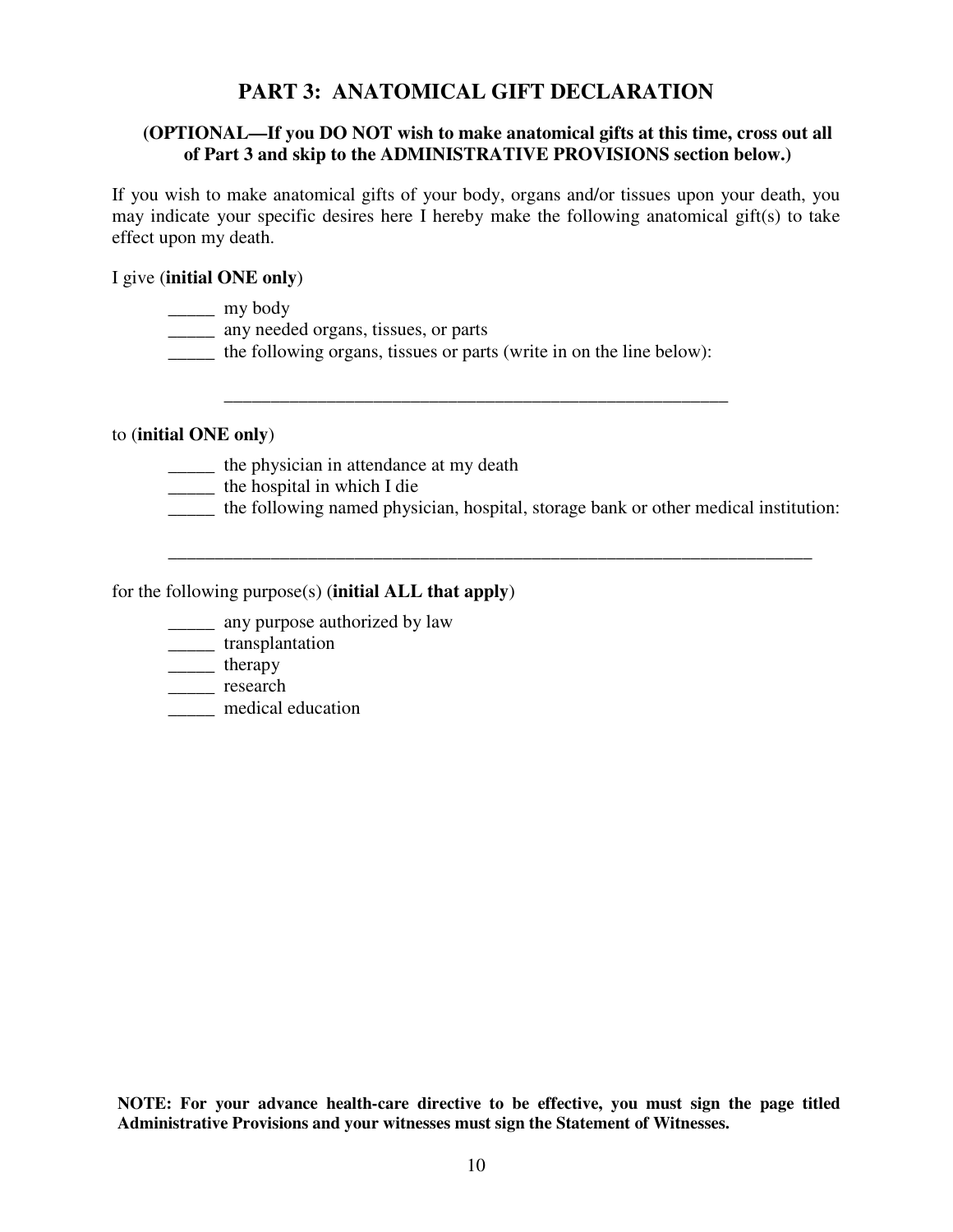## PART 3: ANATOMICAL GIFT DECLARATION

**(OPTIONAL—If you DO NOT wish to make anatomical gifts at this time, cross out all of Part 3 and skip to the ADMINISTRATIVE PROVISIONS section below.)**

If you wish to make anatomical gifts of your body, organs and/or tissues upon your death, you may indicate your specific desires here I hereby make the following anatomical gift(s) to take effect upon my death.

I give (**initial ONE only**)

_____ my body
_____ any needed organs, tissues, or parts
_____ the following organs, tissues or parts (write in on the line below):

________________________________________________________

to (**initial ONE only**)

_____ the physician in attendance at my death
_____ the hospital in which I die
_____ the following named physician, hospital, storage bank or other medical institution:

________________________________________________________________________

for the following purpose(s) (**initial ALL that apply**)

_____ any purpose authorized by law
_____ transplantation
_____ therapy
_____ research
_____ medical education

**NOTE: For your advance health-care directive to be effective, you must sign the page titled Administrative Provisions and your witnesses must sign the Statement of Witnesses.**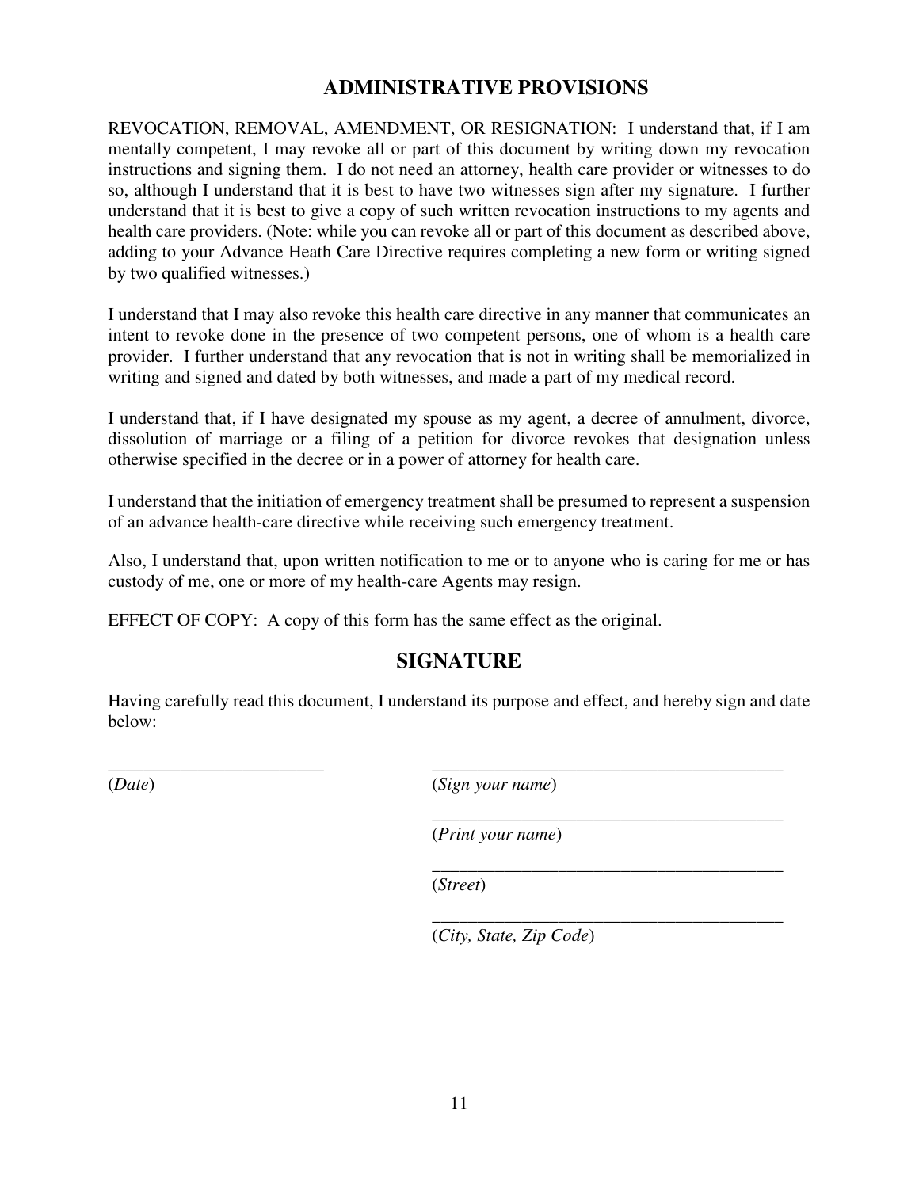## ADMINISTRATIVE PROVISIONS

REVOCATION, REMOVAL, AMENDMENT, OR RESIGNATION: I understand that, if I am mentally competent, I may revoke all or part of this document by writing down my revocation instructions and signing them. I do not need an attorney, health care provider or witnesses to do so, although I understand that it is best to have two witnesses sign after my signature. I further understand that it is best to give a copy of such written revocation instructions to my agents and health care providers. (Note: while you can revoke all or part of this document as described above, adding to your Advance Heath Care Directive requires completing a new form or writing signed by two qualified witnesses.)

I understand that I may also revoke this health care directive in any manner that communicates an intent to revoke done in the presence of two competent persons, one of whom is a health care provider. I further understand that any revocation that is not in writing shall be memorialized in writing and signed and dated by both witnesses, and made a part of my medical record.

I understand that, if I have designated my spouse as my agent, a decree of annulment, divorce, dissolution of marriage or a filing of a petition for divorce revokes that designation unless otherwise specified in the decree or in a power of attorney for health care.

I understand that the initiation of emergency treatment shall be presumed to represent a suspension of an advance health-care directive while receiving such emergency treatment.

Also, I understand that, upon written notification to me or to anyone who is caring for me or has custody of me, one or more of my health-care Agents may resign.

EFFECT OF COPY: A copy of this form has the same effect as the original.

## SIGNATURE

Having carefully read this document, I understand its purpose and effect, and hereby sign and date below:

________________________
(*Date*)

________________________________________
(*Sign your name*)

________________________________________
(*Print your name*)

________________________________________
(*Street*)

________________________________________
(*City, State, Zip Code*)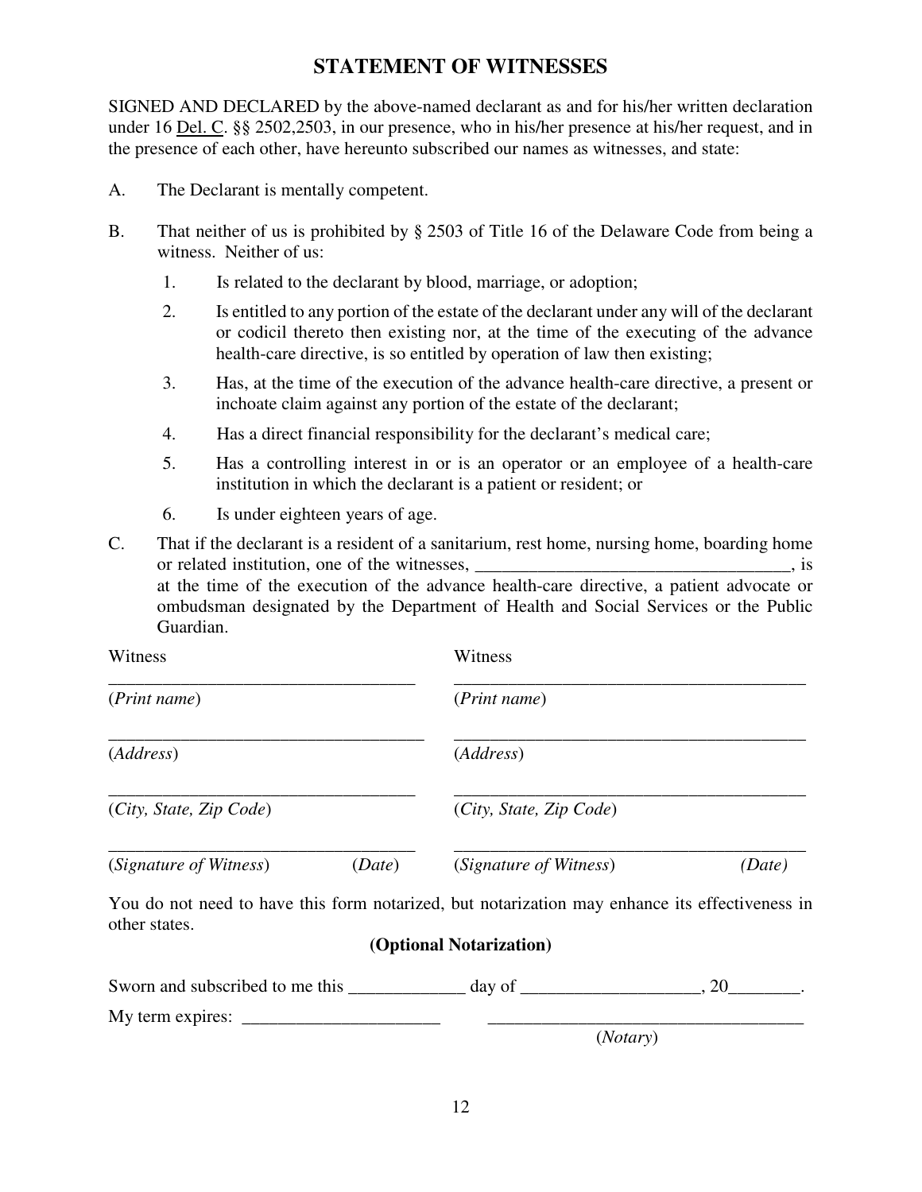## STATEMENT OF WITNESSES

SIGNED AND DECLARED by the above-named declarant as and for his/her written declaration under 16 Del. C. §§ 2502,2503, in our presence, who in his/her presence at his/her request, and in the presence of each other, have hereunto subscribed our names as witnesses, and state:

A. The Declarant is mentally competent.

B. That neither of us is prohibited by § 2503 of Title 16 of the Delaware Code from being a witness. Neither of us:

   1. Is related to the declarant by blood, marriage, or adoption;
   2. Is entitled to any portion of the estate of the declarant under any will of the declarant or codicil thereto then existing nor, at the time of the executing of the advance health-care directive, is so entitled by operation of law then existing;
   3. Has, at the time of the execution of the advance health-care directive, a present or inchoate claim against any portion of the estate of the declarant;
   4. Has a direct financial responsibility for the declarant's medical care;
   5. Has a controlling interest in or is an operator or an employee of a health-care institution in which the declarant is a patient or resident; or
   6. Is under eighteen years of age.

C. That if the declarant is a resident of a sanitarium, rest home, nursing home, boarding home or related institution, one of the witnesses, ___________________________________, is at the time of the execution of the advance health-care directive, a patient advocate or ombudsman designated by the Department of Health and Social Services or the Public Guardian.

| Witness | Witness |
|---|---|
| ___________________________________ | ________________________________________ |
| (*Print name*) | (*Print name*) |
| ___________________________________ | ________________________________________ |
| (*Address*) | (*Address*) |
| ___________________________________ | ________________________________________ |
| (*City, State, Zip Code*) | (*City, State, Zip Code*) |
| ___________________________________ | ________________________________________ |
| (*Signature of Witness*) (*Date*) | (*Signature of Witness*) (*Date*) |

You do not need to have this form notarized, but notarization may enhance its effectiveness in other states.

**(Optional Notarization)**

Sworn and subscribed to me this _____________ day of ___________________, 20________.

My term expires: ______________________ ____________________________________

(*Notary*)